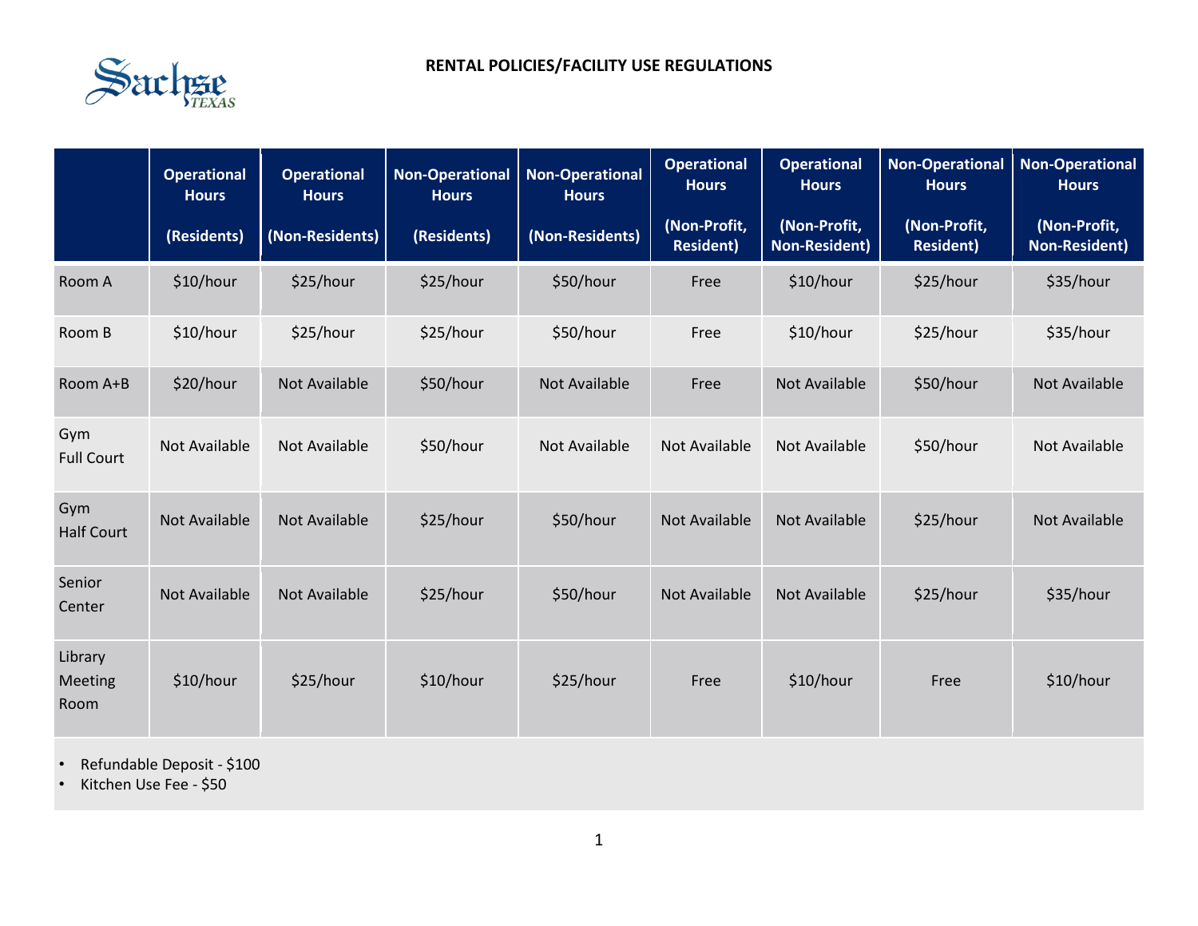# RENTAL POLICIES/FACILITY USE REGULATIONS

| | Operational Hours (Residents) | Operational Hours (Non-Residents) | Non-Operational Hours (Residents) | Non-Operational Hours (Non-Residents) | Operational Hours (Non-Profit, Resident) | Operational Hours (Non-Profit, Non-Resident) | Non-Operational Hours (Non-Profit, Resident) | Non-Operational Hours (Non-Profit, Non-Resident) |
|---|---|---|---|---|---|---|---|---|
| Room A | $10/hour | $25/hour | $25/hour | $50/hour | Free | $10/hour | $25/hour | $35/hour |
| Room B | $10/hour | $25/hour | $25/hour | $50/hour | Free | $10/hour | $25/hour | $35/hour |
| Room A+B | $20/hour | Not Available | $50/hour | Not Available | Free | Not Available | $50/hour | Not Available |
| Gym Full Court | Not Available | Not Available | $50/hour | Not Available | Not Available | Not Available | $50/hour | Not Available |
| Gym Half Court | Not Available | Not Available | $25/hour | $50/hour | Not Available | Not Available | $25/hour | Not Available |
| Senior Center | Not Available | Not Available | $25/hour | $50/hour | Not Available | Not Available | $25/hour | $35/hour |
| Library Meeting Room | $10/hour | $25/hour | $10/hour | $25/hour | Free | $10/hour | Free | $10/hour |

- Refundable Deposit - $100
- Kitchen Use Fee - $50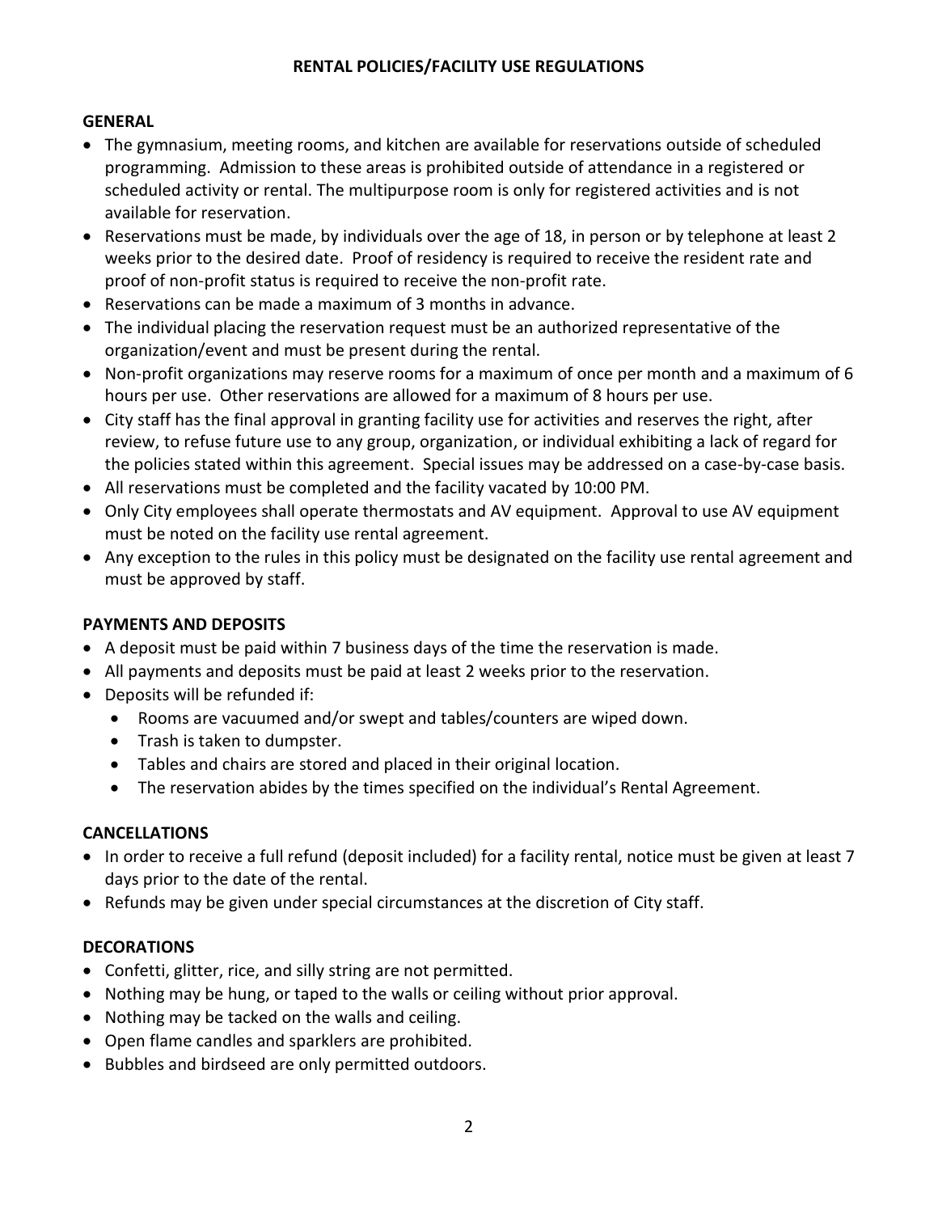# RENTAL POLICIES/FACILITY USE REGULATIONS

## GENERAL

- The gymnasium, meeting rooms, and kitchen are available for reservations outside of scheduled programming. Admission to these areas is prohibited outside of attendance in a registered or scheduled activity or rental. The multipurpose room is only for registered activities and is not available for reservation.
- Reservations must be made, by individuals over the age of 18, in person or by telephone at least 2 weeks prior to the desired date. Proof of residency is required to receive the resident rate and proof of non-profit status is required to receive the non-profit rate.
- Reservations can be made a maximum of 3 months in advance.
- The individual placing the reservation request must be an authorized representative of the organization/event and must be present during the rental.
- Non-profit organizations may reserve rooms for a maximum of once per month and a maximum of 6 hours per use. Other reservations are allowed for a maximum of 8 hours per use.
- City staff has the final approval in granting facility use for activities and reserves the right, after review, to refuse future use to any group, organization, or individual exhibiting a lack of regard for the policies stated within this agreement. Special issues may be addressed on a case-by-case basis.
- All reservations must be completed and the facility vacated by 10:00 PM.
- Only City employees shall operate thermostats and AV equipment. Approval to use AV equipment must be noted on the facility use rental agreement.
- Any exception to the rules in this policy must be designated on the facility use rental agreement and must be approved by staff.

## PAYMENTS AND DEPOSITS

- A deposit must be paid within 7 business days of the time the reservation is made.
- All payments and deposits must be paid at least 2 weeks prior to the reservation.
- Deposits will be refunded if:
  - Rooms are vacuumed and/or swept and tables/counters are wiped down.
  - Trash is taken to dumpster.
  - Tables and chairs are stored and placed in their original location.
  - The reservation abides by the times specified on the individual's Rental Agreement.

## CANCELLATIONS

- In order to receive a full refund (deposit included) for a facility rental, notice must be given at least 7 days prior to the date of the rental.
- Refunds may be given under special circumstances at the discretion of City staff.

## DECORATIONS

- Confetti, glitter, rice, and silly string are not permitted.
- Nothing may be hung, or taped to the walls or ceiling without prior approval.
- Nothing may be tacked on the walls and ceiling.
- Open flame candles and sparklers are prohibited.
- Bubbles and birdseed are only permitted outdoors.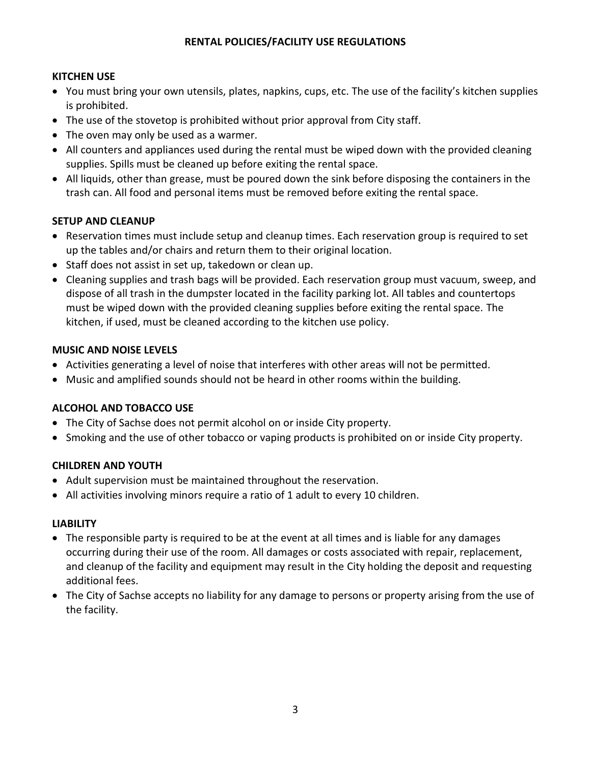# RENTAL POLICIES/FACILITY USE REGULATIONS

## KITCHEN USE

- You must bring your own utensils, plates, napkins, cups, etc. The use of the facility's kitchen supplies is prohibited.
- The use of the stovetop is prohibited without prior approval from City staff.
- The oven may only be used as a warmer.
- All counters and appliances used during the rental must be wiped down with the provided cleaning supplies. Spills must be cleaned up before exiting the rental space.
- All liquids, other than grease, must be poured down the sink before disposing the containers in the trash can. All food and personal items must be removed before exiting the rental space.

## SETUP AND CLEANUP

- Reservation times must include setup and cleanup times. Each reservation group is required to set up the tables and/or chairs and return them to their original location.
- Staff does not assist in set up, takedown or clean up.
- Cleaning supplies and trash bags will be provided. Each reservation group must vacuum, sweep, and dispose of all trash in the dumpster located in the facility parking lot. All tables and countertops must be wiped down with the provided cleaning supplies before exiting the rental space. The kitchen, if used, must be cleaned according to the kitchen use policy.

## MUSIC AND NOISE LEVELS

- Activities generating a level of noise that interferes with other areas will not be permitted.
- Music and amplified sounds should not be heard in other rooms within the building.

## ALCOHOL AND TOBACCO USE

- The City of Sachse does not permit alcohol on or inside City property.
- Smoking and the use of other tobacco or vaping products is prohibited on or inside City property.

## CHILDREN AND YOUTH

- Adult supervision must be maintained throughout the reservation.
- All activities involving minors require a ratio of 1 adult to every 10 children.

## LIABILITY

- The responsible party is required to be at the event at all times and is liable for any damages occurring during their use of the room. All damages or costs associated with repair, replacement, and cleanup of the facility and equipment may result in the City holding the deposit and requesting additional fees.
- The City of Sachse accepts no liability for any damage to persons or property arising from the use of the facility.